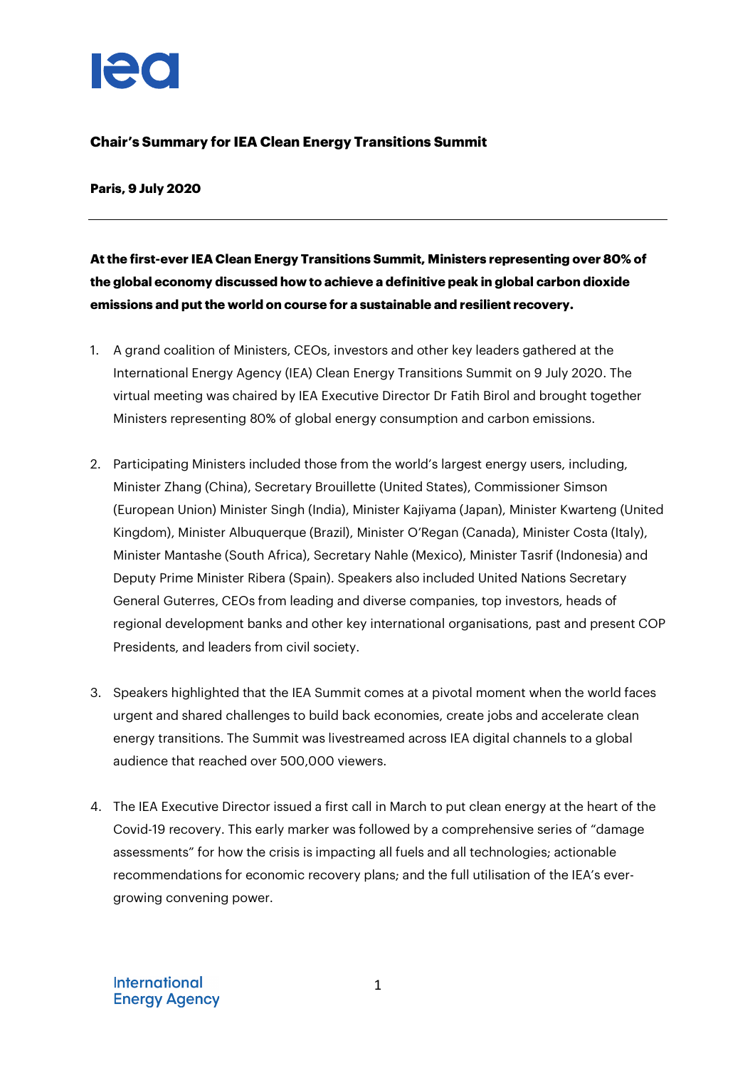**Chair's Summary for IEA Clean Energy Transitions Summit**

**Paris, 9 July 2020**

---

**At the first-ever IEA Clean Energy Transitions Summit, Ministers representing over 80% of the global economy discussed how to achieve a definitive peak in global carbon dioxide emissions and put the world on course for a sustainable and resilient recovery.**

1. A grand coalition of Ministers, CEOs, investors and other key leaders gathered at the International Energy Agency (IEA) Clean Energy Transitions Summit on 9 July 2020. The virtual meeting was chaired by IEA Executive Director Dr Fatih Birol and brought together Ministers representing 80% of global energy consumption and carbon emissions.

2. Participating Ministers included those from the world's largest energy users, including, Minister Zhang (China), Secretary Brouillette (United States), Commissioner Simson (European Union) Minister Singh (India), Minister Kajiyama (Japan), Minister Kwarteng (United Kingdom), Minister Albuquerque (Brazil), Minister O'Regan (Canada), Minister Costa (Italy), Minister Mantashe (South Africa), Secretary Nahle (Mexico), Minister Tasrif (Indonesia) and Deputy Prime Minister Ribera (Spain). Speakers also included United Nations Secretary General Guterres, CEOs from leading and diverse companies, top investors, heads of regional development banks and other key international organisations, past and present COP Presidents, and leaders from civil society.

3. Speakers highlighted that the IEA Summit comes at a pivotal moment when the world faces urgent and shared challenges to build back economies, create jobs and accelerate clean energy transitions. The Summit was livestreamed across IEA digital channels to a global audience that reached over 500,000 viewers.

4. The IEA Executive Director issued a first call in March to put clean energy at the heart of the Covid-19 recovery. This early marker was followed by a comprehensive series of "damage assessments" for how the crisis is impacting all fuels and all technologies; actionable recommendations for economic recovery plans; and the full utilisation of the IEA's ever-growing convening power.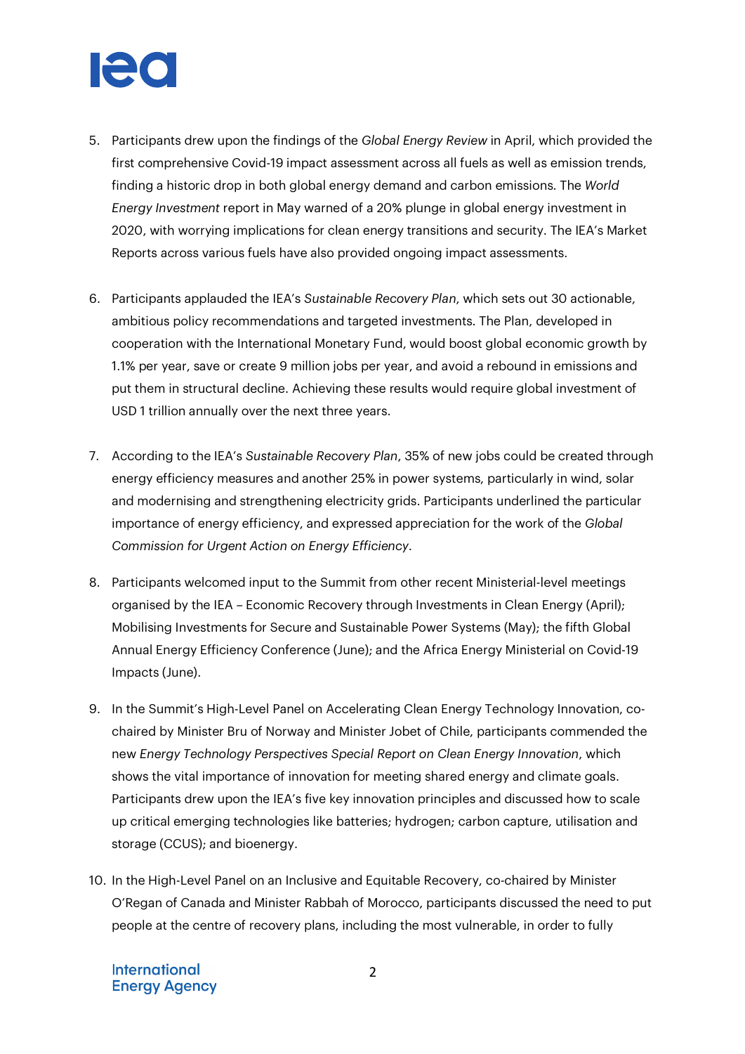5. Participants drew upon the findings of the *Global Energy Review* in April, which provided the first comprehensive Covid-19 impact assessment across all fuels as well as emission trends, finding a historic drop in both global energy demand and carbon emissions. The *World Energy Investment* report in May warned of a 20% plunge in global energy investment in 2020, with worrying implications for clean energy transitions and security. The IEA's Market Reports across various fuels have also provided ongoing impact assessments.

6. Participants applauded the IEA's *Sustainable Recovery Plan*, which sets out 30 actionable, ambitious policy recommendations and targeted investments. The Plan, developed in cooperation with the International Monetary Fund, would boost global economic growth by 1.1% per year, save or create 9 million jobs per year, and avoid a rebound in emissions and put them in structural decline. Achieving these results would require global investment of USD 1 trillion annually over the next three years.

7. According to the IEA's *Sustainable Recovery Plan*, 35% of new jobs could be created through energy efficiency measures and another 25% in power systems, particularly in wind, solar and modernising and strengthening electricity grids. Participants underlined the particular importance of energy efficiency, and expressed appreciation for the work of the *Global Commission for Urgent Action on Energy Efficiency*.

8. Participants welcomed input to the Summit from other recent Ministerial-level meetings organised by the IEA – Economic Recovery through Investments in Clean Energy (April); Mobilising Investments for Secure and Sustainable Power Systems (May); the fifth Global Annual Energy Efficiency Conference (June); and the Africa Energy Ministerial on Covid-19 Impacts (June).

9. In the Summit's High-Level Panel on Accelerating Clean Energy Technology Innovation, co-chaired by Minister Bru of Norway and Minister Jobet of Chile, participants commended the new *Energy Technology Perspectives Special Report on Clean Energy Innovation*, which shows the vital importance of innovation for meeting shared energy and climate goals. Participants drew upon the IEA's five key innovation principles and discussed how to scale up critical emerging technologies like batteries; hydrogen; carbon capture, utilisation and storage (CCUS); and bioenergy.

10. In the High-Level Panel on an Inclusive and Equitable Recovery, co-chaired by Minister O'Regan of Canada and Minister Rabbah of Morocco, participants discussed the need to put people at the centre of recovery plans, including the most vulnerable, in order to fully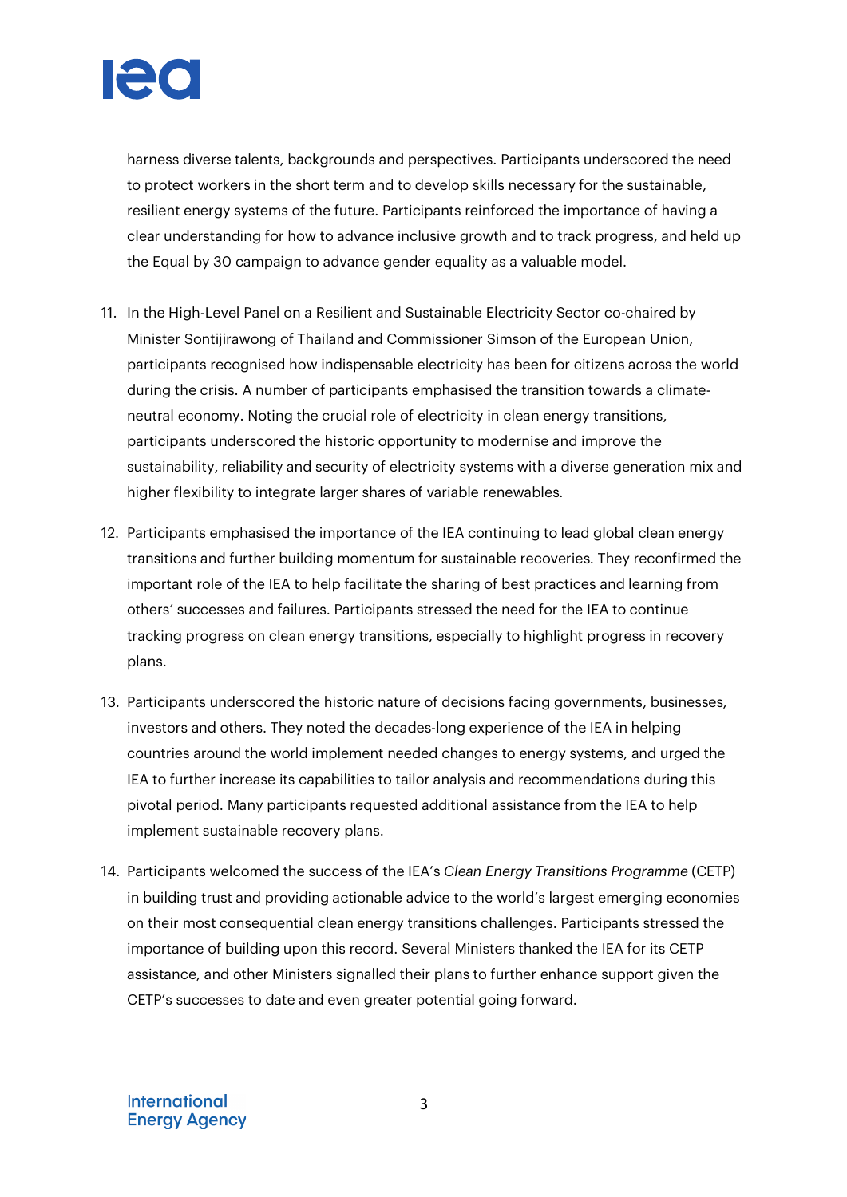harness diverse talents, backgrounds and perspectives. Participants underscored the need to protect workers in the short term and to develop skills necessary for the sustainable, resilient energy systems of the future. Participants reinforced the importance of having a clear understanding for how to advance inclusive growth and to track progress, and held up the Equal by 30 campaign to advance gender equality as a valuable model.

11. In the High-Level Panel on a Resilient and Sustainable Electricity Sector co-chaired by Minister Sontijirawong of Thailand and Commissioner Simson of the European Union, participants recognised how indispensable electricity has been for citizens across the world during the crisis. A number of participants emphasised the transition towards a climate-neutral economy. Noting the crucial role of electricity in clean energy transitions, participants underscored the historic opportunity to modernise and improve the sustainability, reliability and security of electricity systems with a diverse generation mix and higher flexibility to integrate larger shares of variable renewables.

12. Participants emphasised the importance of the IEA continuing to lead global clean energy transitions and further building momentum for sustainable recoveries. They reconfirmed the important role of the IEA to help facilitate the sharing of best practices and learning from others' successes and failures. Participants stressed the need for the IEA to continue tracking progress on clean energy transitions, especially to highlight progress in recovery plans.

13. Participants underscored the historic nature of decisions facing governments, businesses, investors and others. They noted the decades-long experience of the IEA in helping countries around the world implement needed changes to energy systems, and urged the IEA to further increase its capabilities to tailor analysis and recommendations during this pivotal period. Many participants requested additional assistance from the IEA to help implement sustainable recovery plans.

14. Participants welcomed the success of the IEA's *Clean Energy Transitions Programme* (CETP) in building trust and providing actionable advice to the world's largest emerging economies on their most consequential clean energy transitions challenges. Participants stressed the importance of building upon this record. Several Ministers thanked the IEA for its CETP assistance, and other Ministers signalled their plans to further enhance support given the CETP's successes to date and even greater potential going forward.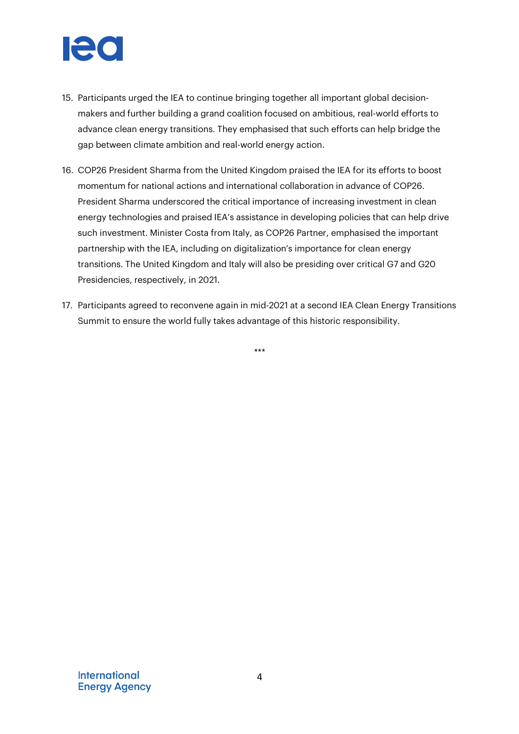15. Participants urged the IEA to continue bringing together all important global decision-makers and further building a grand coalition focused on ambitious, real-world efforts to advance clean energy transitions. They emphasised that such efforts can help bridge the gap between climate ambition and real-world energy action.

16. COP26 President Sharma from the United Kingdom praised the IEA for its efforts to boost momentum for national actions and international collaboration in advance of COP26. President Sharma underscored the critical importance of increasing investment in clean energy technologies and praised IEA's assistance in developing policies that can help drive such investment. Minister Costa from Italy, as COP26 Partner, emphasised the important partnership with the IEA, including on digitalization's importance for clean energy transitions. The United Kingdom and Italy will also be presiding over critical G7 and G20 Presidencies, respectively, in 2021.

17. Participants agreed to reconvene again in mid-2021 at a second IEA Clean Energy Transitions Summit to ensure the world fully takes advantage of this historic responsibility.

***